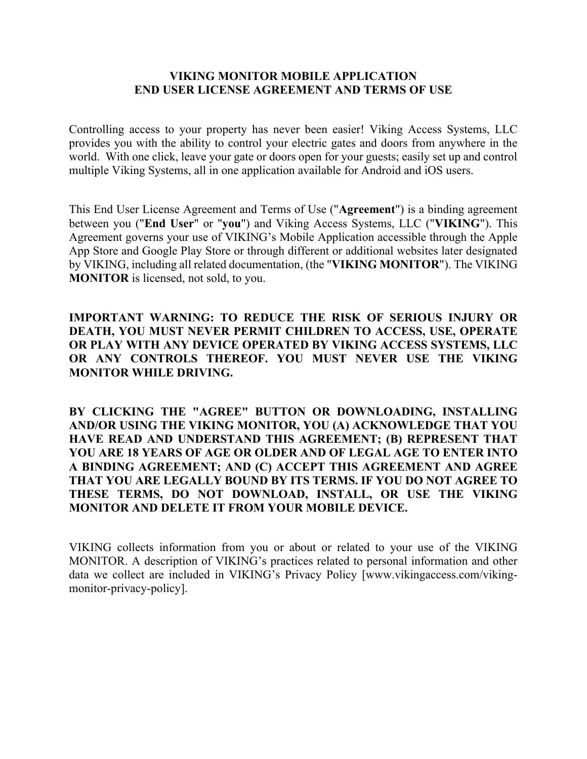# VIKING MONITOR MOBILE APPLICATION
# END USER LICENSE AGREEMENT AND TERMS OF USE

Controlling access to your property has never been easier! Viking Access Systems, LLC provides you with the ability to control your electric gates and doors from anywhere in the world. With one click, leave your gate or doors open for your guests; easily set up and control multiple Viking Systems, all in one application available for Android and iOS users.

This End User License Agreement and Terms of Use ("**Agreement**") is a binding agreement between you ("**End User**" or "**you**") and Viking Access Systems, LLC ("**VIKING**"). This Agreement governs your use of VIKING's Mobile Application accessible through the Apple App Store and Google Play Store or through different or additional websites later designated by VIKING, including all related documentation, (the "**VIKING MONITOR**"). The VIKING **MONITOR** is licensed, not sold, to you.

**IMPORTANT WARNING: TO REDUCE THE RISK OF SERIOUS INJURY OR DEATH, YOU MUST NEVER PERMIT CHILDREN TO ACCESS, USE, OPERATE OR PLAY WITH ANY DEVICE OPERATED BY VIKING ACCESS SYSTEMS, LLC OR ANY CONTROLS THEREOF. YOU MUST NEVER USE THE VIKING MONITOR WHILE DRIVING.**

**BY CLICKING THE "AGREE" BUTTON OR DOWNLOADING, INSTALLING AND/OR USING THE VIKING MONITOR, YOU (A) ACKNOWLEDGE THAT YOU HAVE READ AND UNDERSTAND THIS AGREEMENT; (B) REPRESENT THAT YOU ARE 18 YEARS OF AGE OR OLDER AND OF LEGAL AGE TO ENTER INTO A BINDING AGREEMENT; AND (C) ACCEPT THIS AGREEMENT AND AGREE THAT YOU ARE LEGALLY BOUND BY ITS TERMS. IF YOU DO NOT AGREE TO THESE TERMS, DO NOT DOWNLOAD, INSTALL, OR USE THE VIKING MONITOR AND DELETE IT FROM YOUR MOBILE DEVICE.**

VIKING collects information from you or about or related to your use of the VIKING MONITOR. A description of VIKING's practices related to personal information and other data we collect are included in VIKING's Privacy Policy [www.vikingaccess.com/viking-monitor-privacy-policy].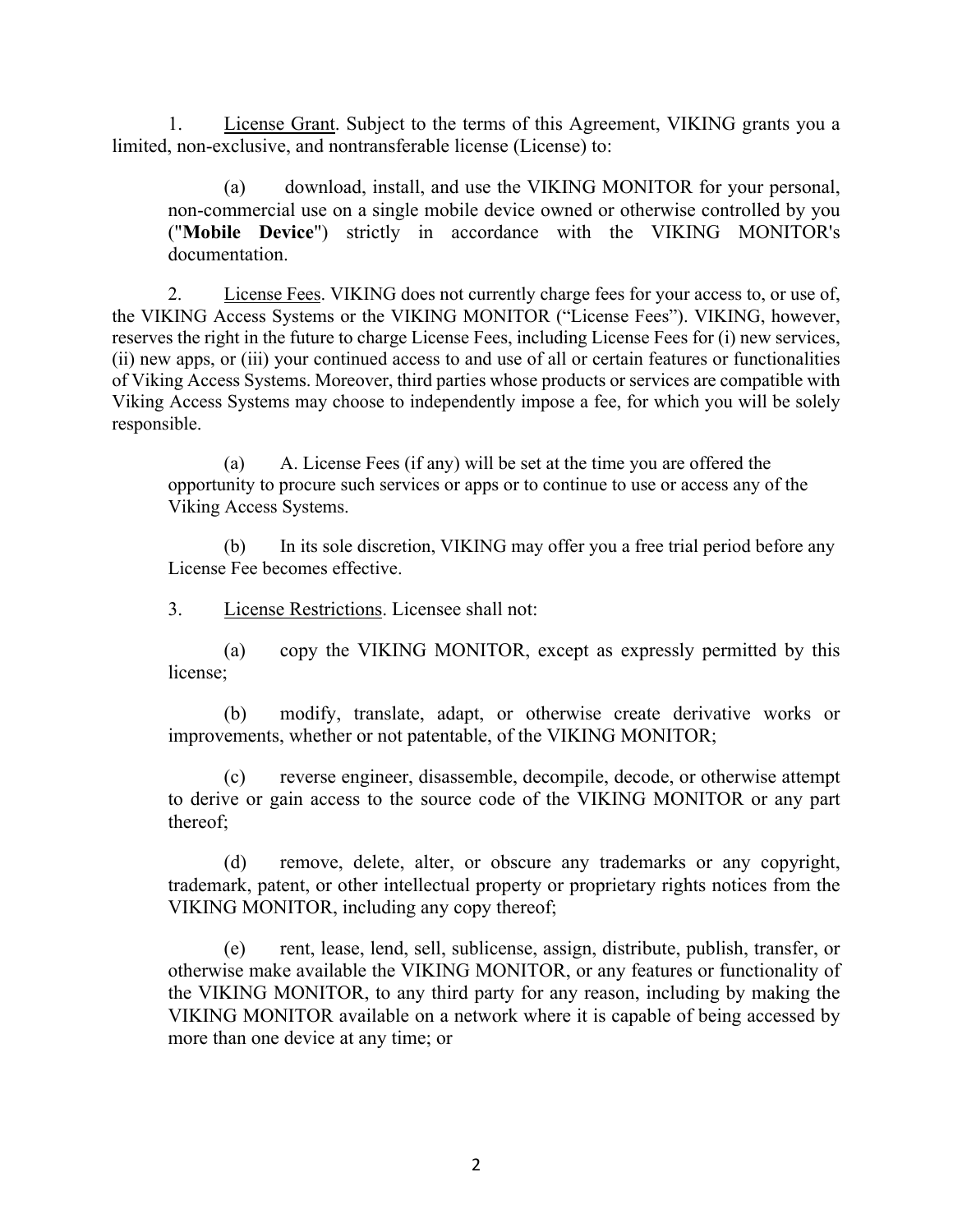1. License Grant. Subject to the terms of this Agreement, VIKING grants you a limited, non-exclusive, and nontransferable license (License) to:

(a) download, install, and use the VIKING MONITOR for your personal, non-commercial use on a single mobile device owned or otherwise controlled by you ("**Mobile Device**") strictly in accordance with the VIKING MONITOR's documentation.

2. License Fees. VIKING does not currently charge fees for your access to, or use of, the VIKING Access Systems or the VIKING MONITOR ("License Fees"). VIKING, however, reserves the right in the future to charge License Fees, including License Fees for (i) new services, (ii) new apps, or (iii) your continued access to and use of all or certain features or functionalities of Viking Access Systems. Moreover, third parties whose products or services are compatible with Viking Access Systems may choose to independently impose a fee, for which you will be solely responsible.

(a) A. License Fees (if any) will be set at the time you are offered the opportunity to procure such services or apps or to continue to use or access any of the Viking Access Systems.

(b) In its sole discretion, VIKING may offer you a free trial period before any License Fee becomes effective.

3. License Restrictions. Licensee shall not:

(a) copy the VIKING MONITOR, except as expressly permitted by this license;

(b) modify, translate, adapt, or otherwise create derivative works or improvements, whether or not patentable, of the VIKING MONITOR;

(c) reverse engineer, disassemble, decompile, decode, or otherwise attempt to derive or gain access to the source code of the VIKING MONITOR or any part thereof;

(d) remove, delete, alter, or obscure any trademarks or any copyright, trademark, patent, or other intellectual property or proprietary rights notices from the VIKING MONITOR, including any copy thereof;

(e) rent, lease, lend, sell, sublicense, assign, distribute, publish, transfer, or otherwise make available the VIKING MONITOR, or any features or functionality of the VIKING MONITOR, to any third party for any reason, including by making the VIKING MONITOR available on a network where it is capable of being accessed by more than one device at any time; or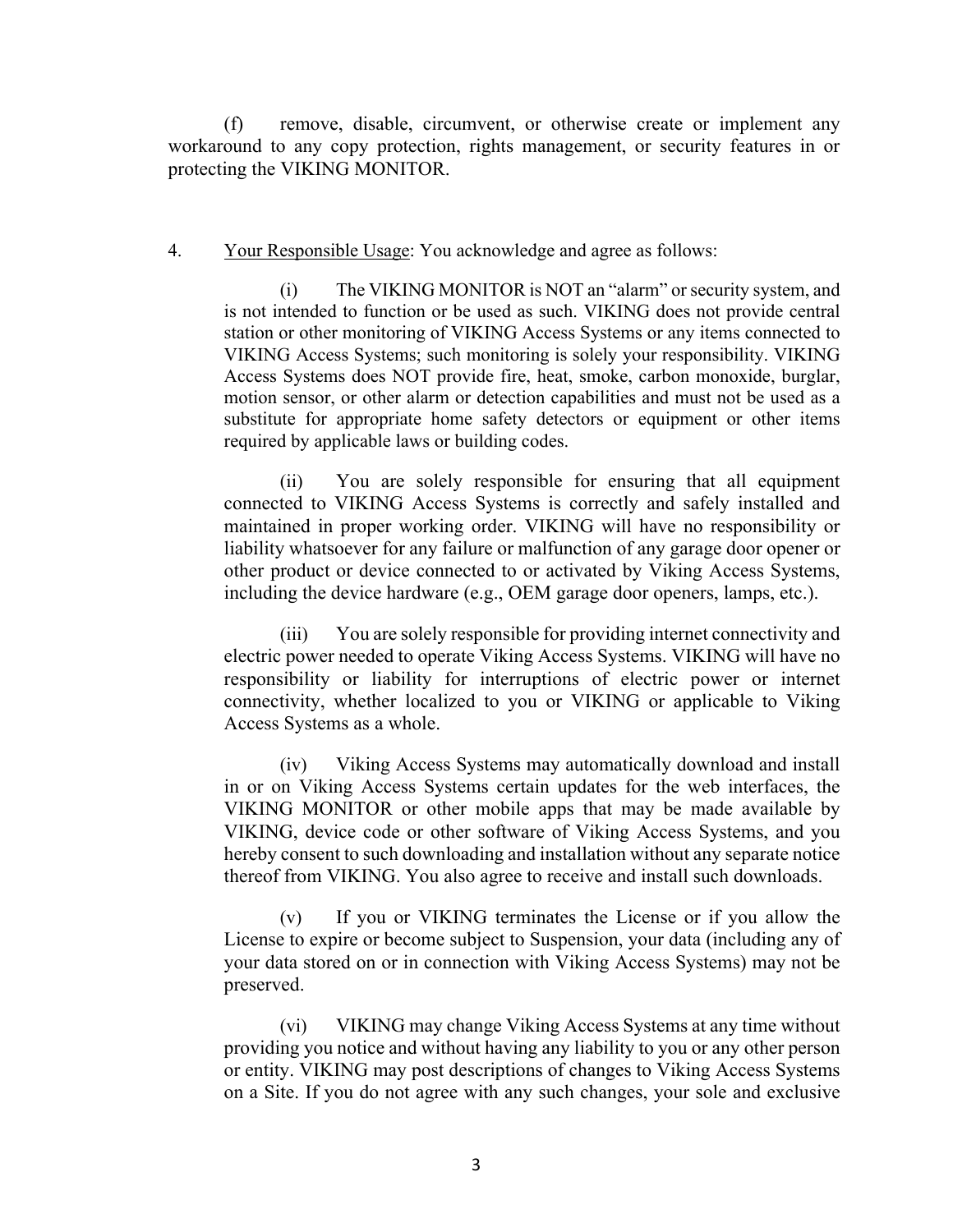(f) remove, disable, circumvent, or otherwise create or implement any workaround to any copy protection, rights management, or security features in or protecting the VIKING MONITOR.

4. <u>Your Responsible Usage</u>: You acknowledge and agree as follows:

(i) The VIKING MONITOR is NOT an "alarm" or security system, and is not intended to function or be used as such. VIKING does not provide central station or other monitoring of VIKING Access Systems or any items connected to VIKING Access Systems; such monitoring is solely your responsibility. VIKING Access Systems does NOT provide fire, heat, smoke, carbon monoxide, burglar, motion sensor, or other alarm or detection capabilities and must not be used as a substitute for appropriate home safety detectors or equipment or other items required by applicable laws or building codes.

(ii) You are solely responsible for ensuring that all equipment connected to VIKING Access Systems is correctly and safely installed and maintained in proper working order. VIKING will have no responsibility or liability whatsoever for any failure or malfunction of any garage door opener or other product or device connected to or activated by Viking Access Systems, including the device hardware (e.g., OEM garage door openers, lamps, etc.).

(iii) You are solely responsible for providing internet connectivity and electric power needed to operate Viking Access Systems. VIKING will have no responsibility or liability for interruptions of electric power or internet connectivity, whether localized to you or VIKING or applicable to Viking Access Systems as a whole.

(iv) Viking Access Systems may automatically download and install in or on Viking Access Systems certain updates for the web interfaces, the VIKING MONITOR or other mobile apps that may be made available by VIKING, device code or other software of Viking Access Systems, and you hereby consent to such downloading and installation without any separate notice thereof from VIKING. You also agree to receive and install such downloads.

(v) If you or VIKING terminates the License or if you allow the License to expire or become subject to Suspension, your data (including any of your data stored on or in connection with Viking Access Systems) may not be preserved.

(vi) VIKING may change Viking Access Systems at any time without providing you notice and without having any liability to you or any other person or entity. VIKING may post descriptions of changes to Viking Access Systems on a Site. If you do not agree with any such changes, your sole and exclusive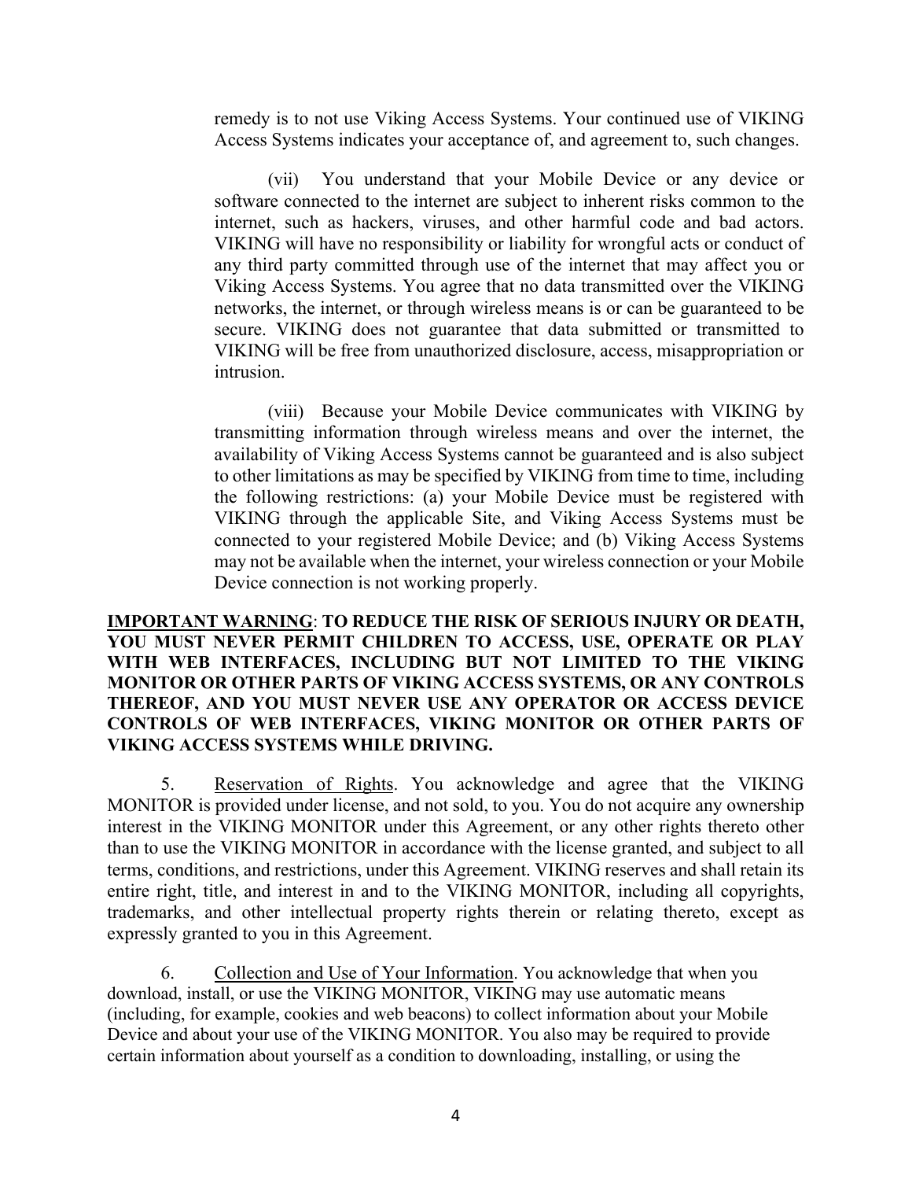remedy is to not use Viking Access Systems. Your continued use of VIKING Access Systems indicates your acceptance of, and agreement to, such changes.

(vii) You understand that your Mobile Device or any device or software connected to the internet are subject to inherent risks common to the internet, such as hackers, viruses, and other harmful code and bad actors. VIKING will have no responsibility or liability for wrongful acts or conduct of any third party committed through use of the internet that may affect you or Viking Access Systems. You agree that no data transmitted over the VIKING networks, the internet, or through wireless means is or can be guaranteed to be secure. VIKING does not guarantee that data submitted or transmitted to VIKING will be free from unauthorized disclosure, access, misappropriation or intrusion.

(viii) Because your Mobile Device communicates with VIKING by transmitting information through wireless means and over the internet, the availability of Viking Access Systems cannot be guaranteed and is also subject to other limitations as may be specified by VIKING from time to time, including the following restrictions: (a) your Mobile Device must be registered with VIKING through the applicable Site, and Viking Access Systems must be connected to your registered Mobile Device; and (b) Viking Access Systems may not be available when the internet, your wireless connection or your Mobile Device connection is not working properly.

**<u>IMPORTANT WARNING</u>: TO REDUCE THE RISK OF SERIOUS INJURY OR DEATH, YOU MUST NEVER PERMIT CHILDREN TO ACCESS, USE, OPERATE OR PLAY WITH WEB INTERFACES, INCLUDING BUT NOT LIMITED TO THE VIKING MONITOR OR OTHER PARTS OF VIKING ACCESS SYSTEMS, OR ANY CONTROLS THEREOF, AND YOU MUST NEVER USE ANY OPERATOR OR ACCESS DEVICE CONTROLS OF WEB INTERFACES, VIKING MONITOR OR OTHER PARTS OF VIKING ACCESS SYSTEMS WHILE DRIVING.**

5. <u>Reservation of Rights</u>. You acknowledge and agree that the VIKING MONITOR is provided under license, and not sold, to you. You do not acquire any ownership interest in the VIKING MONITOR under this Agreement, or any other rights thereto other than to use the VIKING MONITOR in accordance with the license granted, and subject to all terms, conditions, and restrictions, under this Agreement. VIKING reserves and shall retain its entire right, title, and interest in and to the VIKING MONITOR, including all copyrights, trademarks, and other intellectual property rights therein or relating thereto, except as expressly granted to you in this Agreement.

6. <u>Collection and Use of Your Information</u>. You acknowledge that when you download, install, or use the VIKING MONITOR, VIKING may use automatic means (including, for example, cookies and web beacons) to collect information about your Mobile Device and about your use of the VIKING MONITOR. You also may be required to provide certain information about yourself as a condition to downloading, installing, or using the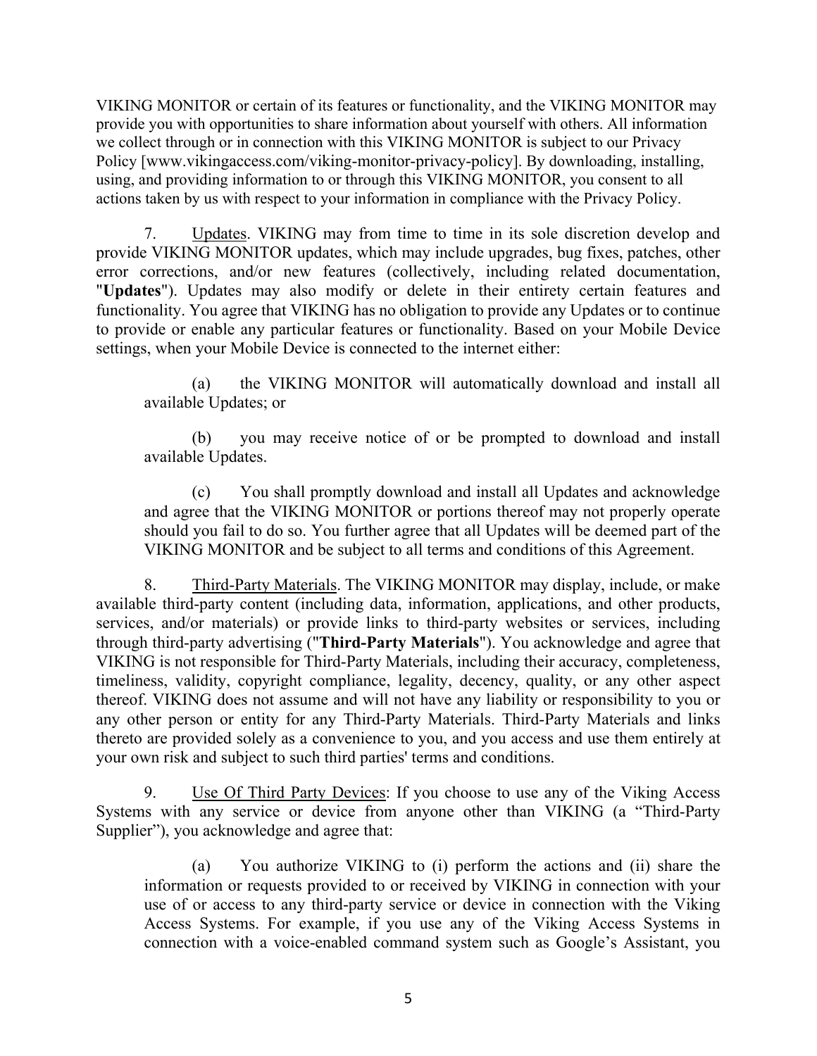VIKING MONITOR or certain of its features or functionality, and the VIKING MONITOR may provide you with opportunities to share information about yourself with others. All information we collect through or in connection with this VIKING MONITOR is subject to our Privacy Policy [www.vikingaccess.com/viking-monitor-privacy-policy]. By downloading, installing, using, and providing information to or through this VIKING MONITOR, you consent to all actions taken by us with respect to your information in compliance with the Privacy Policy.

7. Updates. VIKING may from time to time in its sole discretion develop and provide VIKING MONITOR updates, which may include upgrades, bug fixes, patches, other error corrections, and/or new features (collectively, including related documentation, "**Updates**"). Updates may also modify or delete in their entirety certain features and functionality. You agree that VIKING has no obligation to provide any Updates or to continue to provide or enable any particular features or functionality. Based on your Mobile Device settings, when your Mobile Device is connected to the internet either:

(a) the VIKING MONITOR will automatically download and install all available Updates; or

(b) you may receive notice of or be prompted to download and install available Updates.

(c) You shall promptly download and install all Updates and acknowledge and agree that the VIKING MONITOR or portions thereof may not properly operate should you fail to do so. You further agree that all Updates will be deemed part of the VIKING MONITOR and be subject to all terms and conditions of this Agreement.

8. Third-Party Materials. The VIKING MONITOR may display, include, or make available third-party content (including data, information, applications, and other products, services, and/or materials) or provide links to third-party websites or services, including through third-party advertising ("**Third-Party Materials**"). You acknowledge and agree that VIKING is not responsible for Third-Party Materials, including their accuracy, completeness, timeliness, validity, copyright compliance, legality, decency, quality, or any other aspect thereof. VIKING does not assume and will not have any liability or responsibility to you or any other person or entity for any Third-Party Materials. Third-Party Materials and links thereto are provided solely as a convenience to you, and you access and use them entirely at your own risk and subject to such third parties' terms and conditions.

9. Use Of Third Party Devices: If you choose to use any of the Viking Access Systems with any service or device from anyone other than VIKING (a "Third-Party Supplier"), you acknowledge and agree that:

(a) You authorize VIKING to (i) perform the actions and (ii) share the information or requests provided to or received by VIKING in connection with your use of or access to any third-party service or device in connection with the Viking Access Systems. For example, if you use any of the Viking Access Systems in connection with a voice-enabled command system such as Google's Assistant, you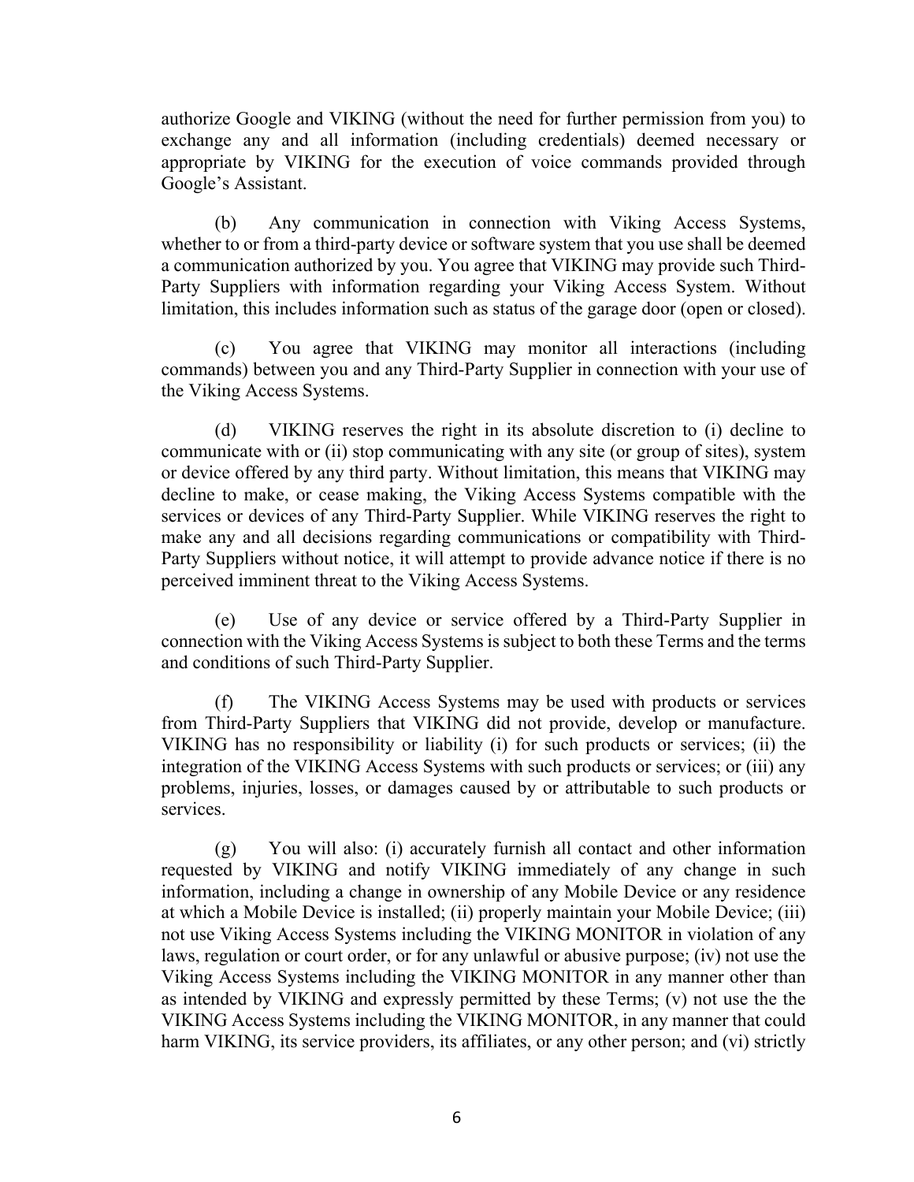authorize Google and VIKING (without the need for further permission from you) to exchange any and all information (including credentials) deemed necessary or appropriate by VIKING for the execution of voice commands provided through Google's Assistant.

(b) Any communication in connection with Viking Access Systems, whether to or from a third-party device or software system that you use shall be deemed a communication authorized by you. You agree that VIKING may provide such Third-Party Suppliers with information regarding your Viking Access System. Without limitation, this includes information such as status of the garage door (open or closed).

(c) You agree that VIKING may monitor all interactions (including commands) between you and any Third-Party Supplier in connection with your use of the Viking Access Systems.

(d) VIKING reserves the right in its absolute discretion to (i) decline to communicate with or (ii) stop communicating with any site (or group of sites), system or device offered by any third party. Without limitation, this means that VIKING may decline to make, or cease making, the Viking Access Systems compatible with the services or devices of any Third-Party Supplier. While VIKING reserves the right to make any and all decisions regarding communications or compatibility with Third-Party Suppliers without notice, it will attempt to provide advance notice if there is no perceived imminent threat to the Viking Access Systems.

(e) Use of any device or service offered by a Third-Party Supplier in connection with the Viking Access Systems is subject to both these Terms and the terms and conditions of such Third-Party Supplier.

(f) The VIKING Access Systems may be used with products or services from Third-Party Suppliers that VIKING did not provide, develop or manufacture. VIKING has no responsibility or liability (i) for such products or services; (ii) the integration of the VIKING Access Systems with such products or services; or (iii) any problems, injuries, losses, or damages caused by or attributable to such products or services.

(g) You will also: (i) accurately furnish all contact and other information requested by VIKING and notify VIKING immediately of any change in such information, including a change in ownership of any Mobile Device or any residence at which a Mobile Device is installed; (ii) properly maintain your Mobile Device; (iii) not use Viking Access Systems including the VIKING MONITOR in violation of any laws, regulation or court order, or for any unlawful or abusive purpose; (iv) not use the Viking Access Systems including the VIKING MONITOR in any manner other than as intended by VIKING and expressly permitted by these Terms; (v) not use the the VIKING Access Systems including the VIKING MONITOR, in any manner that could harm VIKING, its service providers, its affiliates, or any other person; and (vi) strictly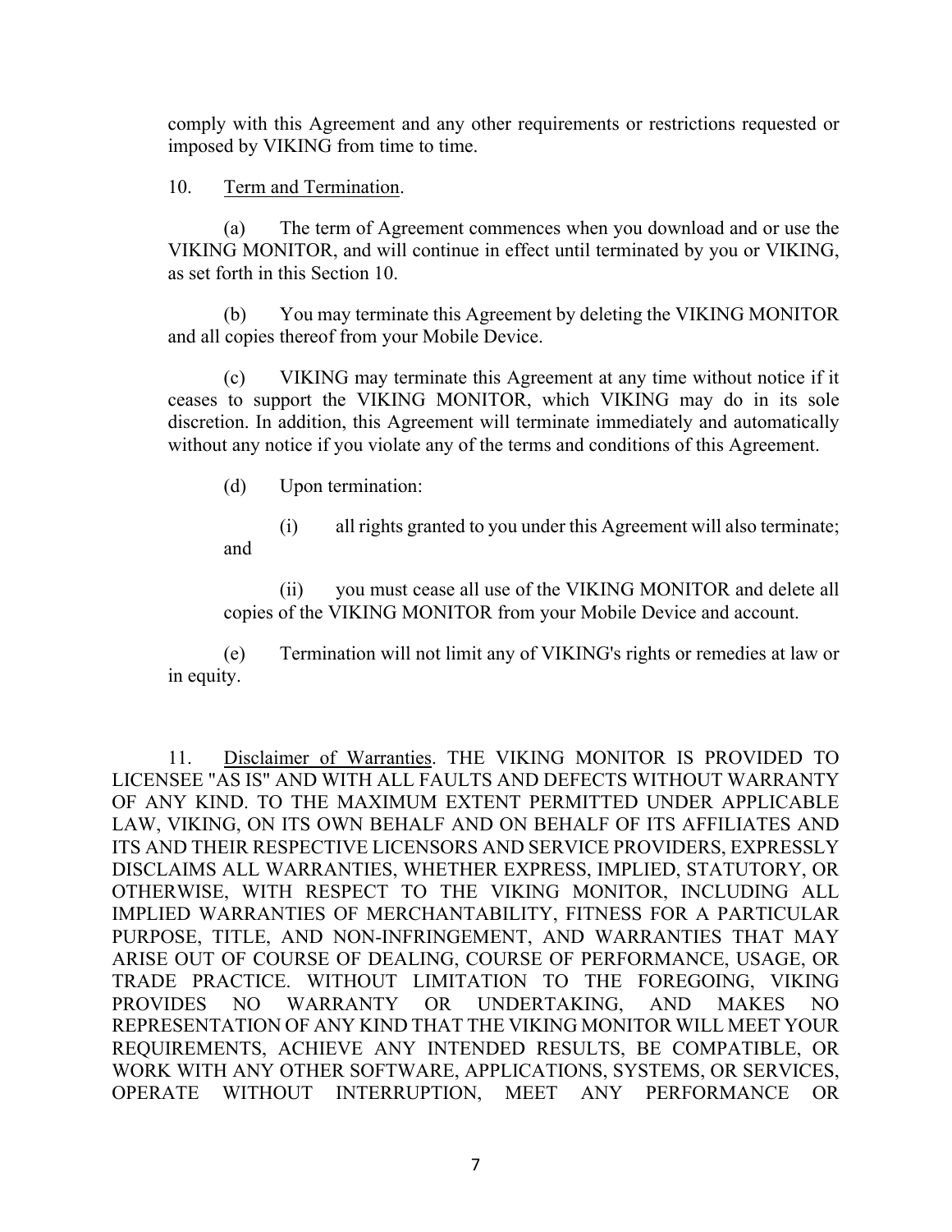comply with this Agreement and any other requirements or restrictions requested or imposed by VIKING from time to time.

10. Term and Termination.

(a) The term of Agreement commences when you download and or use the VIKING MONITOR, and will continue in effect until terminated by you or VIKING, as set forth in this Section 10.

(b) You may terminate this Agreement by deleting the VIKING MONITOR and all copies thereof from your Mobile Device.

(c) VIKING may terminate this Agreement at any time without notice if it ceases to support the VIKING MONITOR, which VIKING may do in its sole discretion. In addition, this Agreement will terminate immediately and automatically without any notice if you violate any of the terms and conditions of this Agreement.

(d) Upon termination:

(i) all rights granted to you under this Agreement will also terminate; and

(ii) you must cease all use of the VIKING MONITOR and delete all copies of the VIKING MONITOR from your Mobile Device and account.

(e) Termination will not limit any of VIKING's rights or remedies at law or in equity.

11. Disclaimer of Warranties. THE VIKING MONITOR IS PROVIDED TO LICENSEE "AS IS" AND WITH ALL FAULTS AND DEFECTS WITHOUT WARRANTY OF ANY KIND. TO THE MAXIMUM EXTENT PERMITTED UNDER APPLICABLE LAW, VIKING, ON ITS OWN BEHALF AND ON BEHALF OF ITS AFFILIATES AND ITS AND THEIR RESPECTIVE LICENSORS AND SERVICE PROVIDERS, EXPRESSLY DISCLAIMS ALL WARRANTIES, WHETHER EXPRESS, IMPLIED, STATUTORY, OR OTHERWISE, WITH RESPECT TO THE VIKING MONITOR, INCLUDING ALL IMPLIED WARRANTIES OF MERCHANTABILITY, FITNESS FOR A PARTICULAR PURPOSE, TITLE, AND NON-INFRINGEMENT, AND WARRANTIES THAT MAY ARISE OUT OF COURSE OF DEALING, COURSE OF PERFORMANCE, USAGE, OR TRADE PRACTICE. WITHOUT LIMITATION TO THE FOREGOING, VIKING PROVIDES NO WARRANTY OR UNDERTAKING, AND MAKES NO REPRESENTATION OF ANY KIND THAT THE VIKING MONITOR WILL MEET YOUR REQUIREMENTS, ACHIEVE ANY INTENDED RESULTS, BE COMPATIBLE, OR WORK WITH ANY OTHER SOFTWARE, APPLICATIONS, SYSTEMS, OR SERVICES, OPERATE WITHOUT INTERRUPTION, MEET ANY PERFORMANCE OR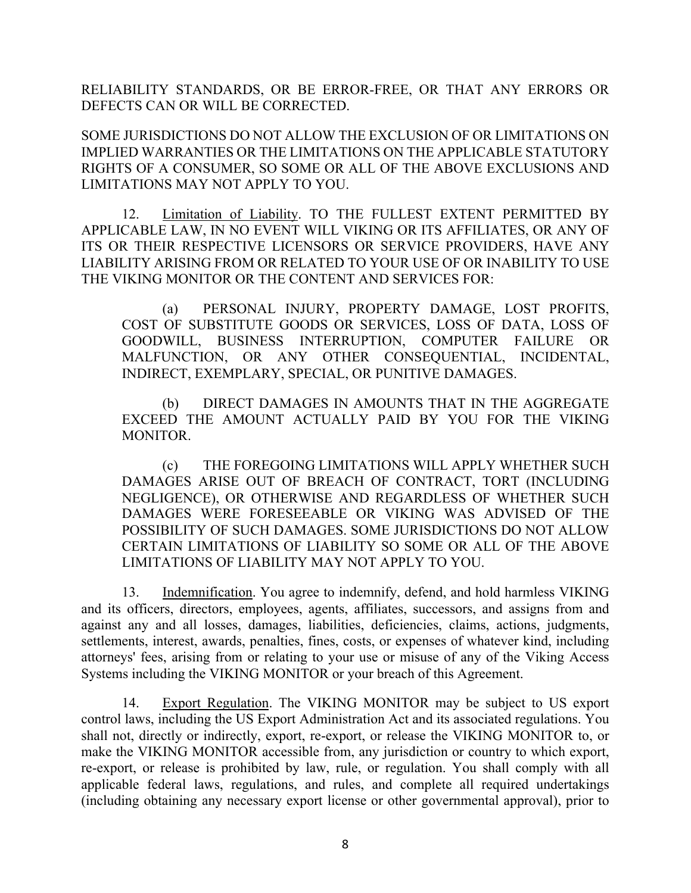RELIABILITY STANDARDS, OR BE ERROR-FREE, OR THAT ANY ERRORS OR DEFECTS CAN OR WILL BE CORRECTED.

SOME JURISDICTIONS DO NOT ALLOW THE EXCLUSION OF OR LIMITATIONS ON IMPLIED WARRANTIES OR THE LIMITATIONS ON THE APPLICABLE STATUTORY RIGHTS OF A CONSUMER, SO SOME OR ALL OF THE ABOVE EXCLUSIONS AND LIMITATIONS MAY NOT APPLY TO YOU.

12. Limitation of Liability. TO THE FULLEST EXTENT PERMITTED BY APPLICABLE LAW, IN NO EVENT WILL VIKING OR ITS AFFILIATES, OR ANY OF ITS OR THEIR RESPECTIVE LICENSORS OR SERVICE PROVIDERS, HAVE ANY LIABILITY ARISING FROM OR RELATED TO YOUR USE OF OR INABILITY TO USE THE VIKING MONITOR OR THE CONTENT AND SERVICES FOR:

(a) PERSONAL INJURY, PROPERTY DAMAGE, LOST PROFITS, COST OF SUBSTITUTE GOODS OR SERVICES, LOSS OF DATA, LOSS OF GOODWILL, BUSINESS INTERRUPTION, COMPUTER FAILURE OR MALFUNCTION, OR ANY OTHER CONSEQUENTIAL, INCIDENTAL, INDIRECT, EXEMPLARY, SPECIAL, OR PUNITIVE DAMAGES.

(b) DIRECT DAMAGES IN AMOUNTS THAT IN THE AGGREGATE EXCEED THE AMOUNT ACTUALLY PAID BY YOU FOR THE VIKING MONITOR.

(c) THE FOREGOING LIMITATIONS WILL APPLY WHETHER SUCH DAMAGES ARISE OUT OF BREACH OF CONTRACT, TORT (INCLUDING NEGLIGENCE), OR OTHERWISE AND REGARDLESS OF WHETHER SUCH DAMAGES WERE FORESEEABLE OR VIKING WAS ADVISED OF THE POSSIBILITY OF SUCH DAMAGES. SOME JURISDICTIONS DO NOT ALLOW CERTAIN LIMITATIONS OF LIABILITY SO SOME OR ALL OF THE ABOVE LIMITATIONS OF LIABILITY MAY NOT APPLY TO YOU.

13. Indemnification. You agree to indemnify, defend, and hold harmless VIKING and its officers, directors, employees, agents, affiliates, successors, and assigns from and against any and all losses, damages, liabilities, deficiencies, claims, actions, judgments, settlements, interest, awards, penalties, fines, costs, or expenses of whatever kind, including attorneys' fees, arising from or relating to your use or misuse of any of the Viking Access Systems including the VIKING MONITOR or your breach of this Agreement.

14. Export Regulation. The VIKING MONITOR may be subject to US export control laws, including the US Export Administration Act and its associated regulations. You shall not, directly or indirectly, export, re-export, or release the VIKING MONITOR to, or make the VIKING MONITOR accessible from, any jurisdiction or country to which export, re-export, or release is prohibited by law, rule, or regulation. You shall comply with all applicable federal laws, regulations, and rules, and complete all required undertakings (including obtaining any necessary export license or other governmental approval), prior to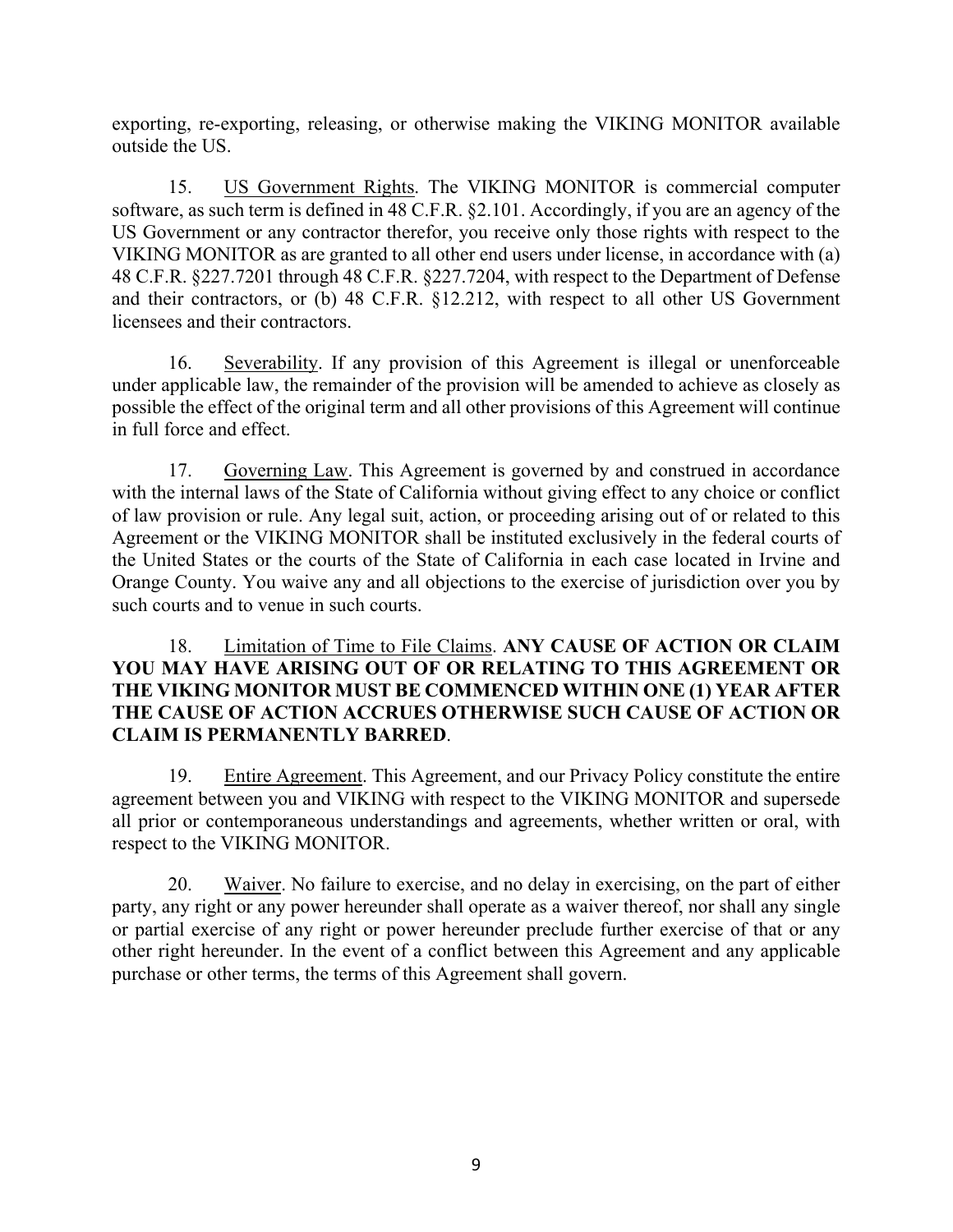exporting, re-exporting, releasing, or otherwise making the VIKING MONITOR available outside the US.

15. US Government Rights. The VIKING MONITOR is commercial computer software, as such term is defined in 48 C.F.R. §2.101. Accordingly, if you are an agency of the US Government or any contractor therefor, you receive only those rights with respect to the VIKING MONITOR as are granted to all other end users under license, in accordance with (a) 48 C.F.R. §227.7201 through 48 C.F.R. §227.7204, with respect to the Department of Defense and their contractors, or (b) 48 C.F.R. §12.212, with respect to all other US Government licensees and their contractors.

16. Severability. If any provision of this Agreement is illegal or unenforceable under applicable law, the remainder of the provision will be amended to achieve as closely as possible the effect of the original term and all other provisions of this Agreement will continue in full force and effect.

17. Governing Law. This Agreement is governed by and construed in accordance with the internal laws of the State of California without giving effect to any choice or conflict of law provision or rule. Any legal suit, action, or proceeding arising out of or related to this Agreement or the VIKING MONITOR shall be instituted exclusively in the federal courts of the United States or the courts of the State of California in each case located in Irvine and Orange County. You waive any and all objections to the exercise of jurisdiction over you by such courts and to venue in such courts.

18. Limitation of Time to File Claims. **ANY CAUSE OF ACTION OR CLAIM YOU MAY HAVE ARISING OUT OF OR RELATING TO THIS AGREEMENT OR THE VIKING MONITOR MUST BE COMMENCED WITHIN ONE (1) YEAR AFTER THE CAUSE OF ACTION ACCRUES OTHERWISE SUCH CAUSE OF ACTION OR CLAIM IS PERMANENTLY BARRED**.

19. Entire Agreement. This Agreement, and our Privacy Policy constitute the entire agreement between you and VIKING with respect to the VIKING MONITOR and supersede all prior or contemporaneous understandings and agreements, whether written or oral, with respect to the VIKING MONITOR.

20. Waiver. No failure to exercise, and no delay in exercising, on the part of either party, any right or any power hereunder shall operate as a waiver thereof, nor shall any single or partial exercise of any right or power hereunder preclude further exercise of that or any other right hereunder. In the event of a conflict between this Agreement and any applicable purchase or other terms, the terms of this Agreement shall govern.